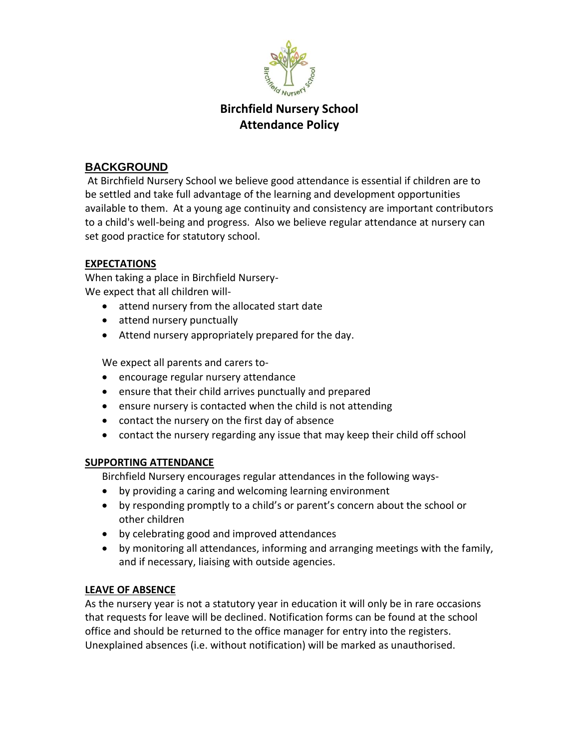# Birchfield Nursery School
# Attendance Policy

## BACKGROUND

At Birchfield Nursery School we believe good attendance is essential if children are to be settled and take full advantage of the learning and development opportunities available to them. At a young age continuity and consistency are important contributors to a child's well-being and progress. Also we believe regular attendance at nursery can set good practice for statutory school.

## EXPECTATIONS

When taking a place in Birchfield Nursery-
We expect that all children will-

- attend nursery from the allocated start date
- attend nursery punctually
- Attend nursery appropriately prepared for the day.

We expect all parents and carers to-

- encourage regular nursery attendance
- ensure that their child arrives punctually and prepared
- ensure nursery is contacted when the child is not attending
- contact the nursery on the first day of absence
- contact the nursery regarding any issue that may keep their child off school

## SUPPORTING ATTENDANCE

Birchfield Nursery encourages regular attendances in the following ways-

- by providing a caring and welcoming learning environment
- by responding promptly to a child's or parent's concern about the school or other children
- by celebrating good and improved attendances
- by monitoring all attendances, informing and arranging meetings with the family, and if necessary, liaising with outside agencies.

## LEAVE OF ABSENCE

As the nursery year is not a statutory year in education it will only be in rare occasions that requests for leave will be declined. Notification forms can be found at the school office and should be returned to the office manager for entry into the registers. Unexplained absences (i.e. without notification) will be marked as unauthorised.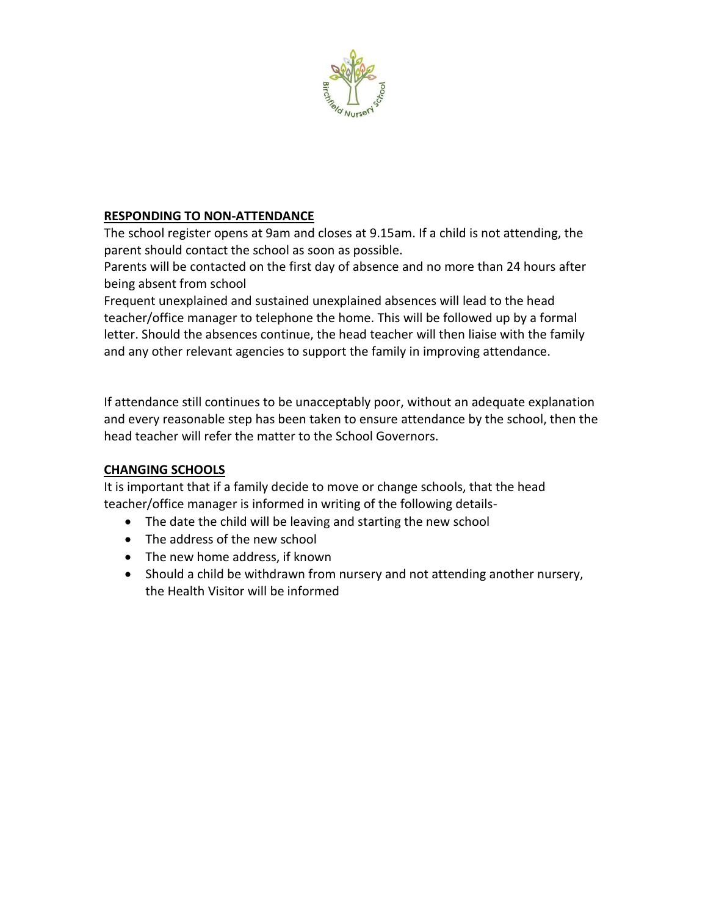## RESPONDING TO NON-ATTENDANCE

The school register opens at 9am and closes at 9.15am. If a child is not attending, the parent should contact the school as soon as possible.

Parents will be contacted on the first day of absence and no more than 24 hours after being absent from school

Frequent unexplained and sustained unexplained absences will lead to the head teacher/office manager to telephone the home. This will be followed up by a formal letter. Should the absences continue, the head teacher will then liaise with the family and any other relevant agencies to support the family in improving attendance.

If attendance still continues to be unacceptably poor, without an adequate explanation and every reasonable step has been taken to ensure attendance by the school, then the head teacher will refer the matter to the School Governors.

## CHANGING SCHOOLS

It is important that if a family decide to move or change schools, that the head teacher/office manager is informed in writing of the following details-

- The date the child will be leaving and starting the new school
- The address of the new school
- The new home address, if known
- Should a child be withdrawn from nursery and not attending another nursery, the Health Visitor will be informed